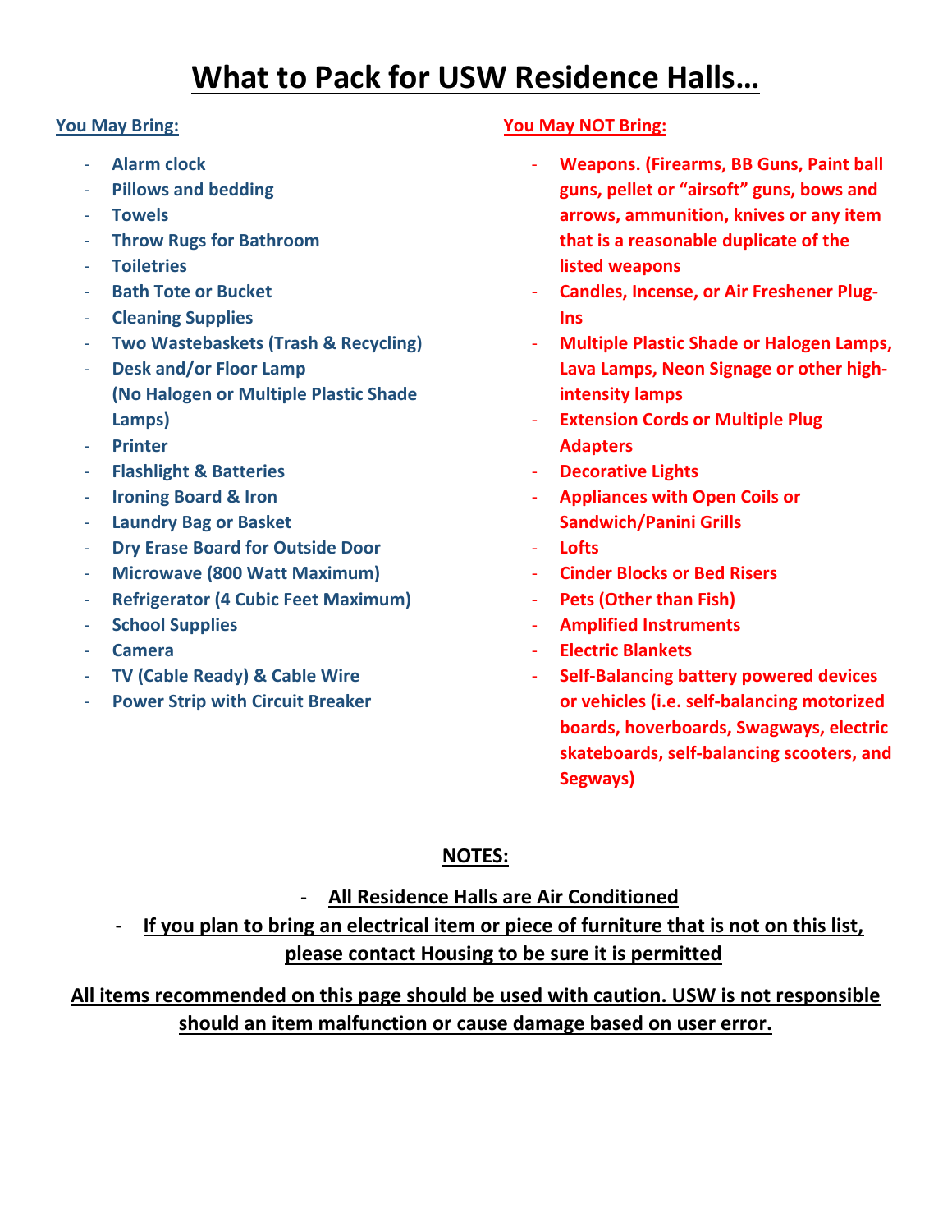# What to Pack for USW Residence Halls…

## You May Bring:

- Alarm clock
- Pillows and bedding
- Towels
- Throw Rugs for Bathroom
- Toiletries
- Bath Tote or Bucket
- Cleaning Supplies
- Two Wastebaskets (Trash & Recycling)
- Desk and/or Floor Lamp (No Halogen or Multiple Plastic Shade Lamps)
- Printer
- Flashlight & Batteries
- Ironing Board & Iron
- Laundry Bag or Basket
- Dry Erase Board for Outside Door
- Microwave (800 Watt Maximum)
- Refrigerator (4 Cubic Feet Maximum)
- School Supplies
- Camera
- TV (Cable Ready) & Cable Wire
- Power Strip with Circuit Breaker

## You May NOT Bring:

- Weapons. (Firearms, BB Guns, Paint ball guns, pellet or "airsoft" guns, bows and arrows, ammunition, knives or any item that is a reasonable duplicate of the listed weapons
- Candles, Incense, or Air Freshener Plug-Ins
- Multiple Plastic Shade or Halogen Lamps, Lava Lamps, Neon Signage or other high-intensity lamps
- Extension Cords or Multiple Plug Adapters
- Decorative Lights
- Appliances with Open Coils or Sandwich/Panini Grills
- Lofts
- Cinder Blocks or Bed Risers
- Pets (Other than Fish)
- Amplified Instruments
- Electric Blankets
- Self-Balancing battery powered devices or vehicles (i.e. self-balancing motorized boards, hoverboards, Swagways, electric skateboards, self-balancing scooters, and Segways)

## NOTES:

- **All Residence Halls are Air Conditioned**
- **If you plan to bring an electrical item or piece of furniture that is not on this list, please contact Housing to be sure it is permitted**

**All items recommended on this page should be used with caution. USW is not responsible should an item malfunction or cause damage based on user error.**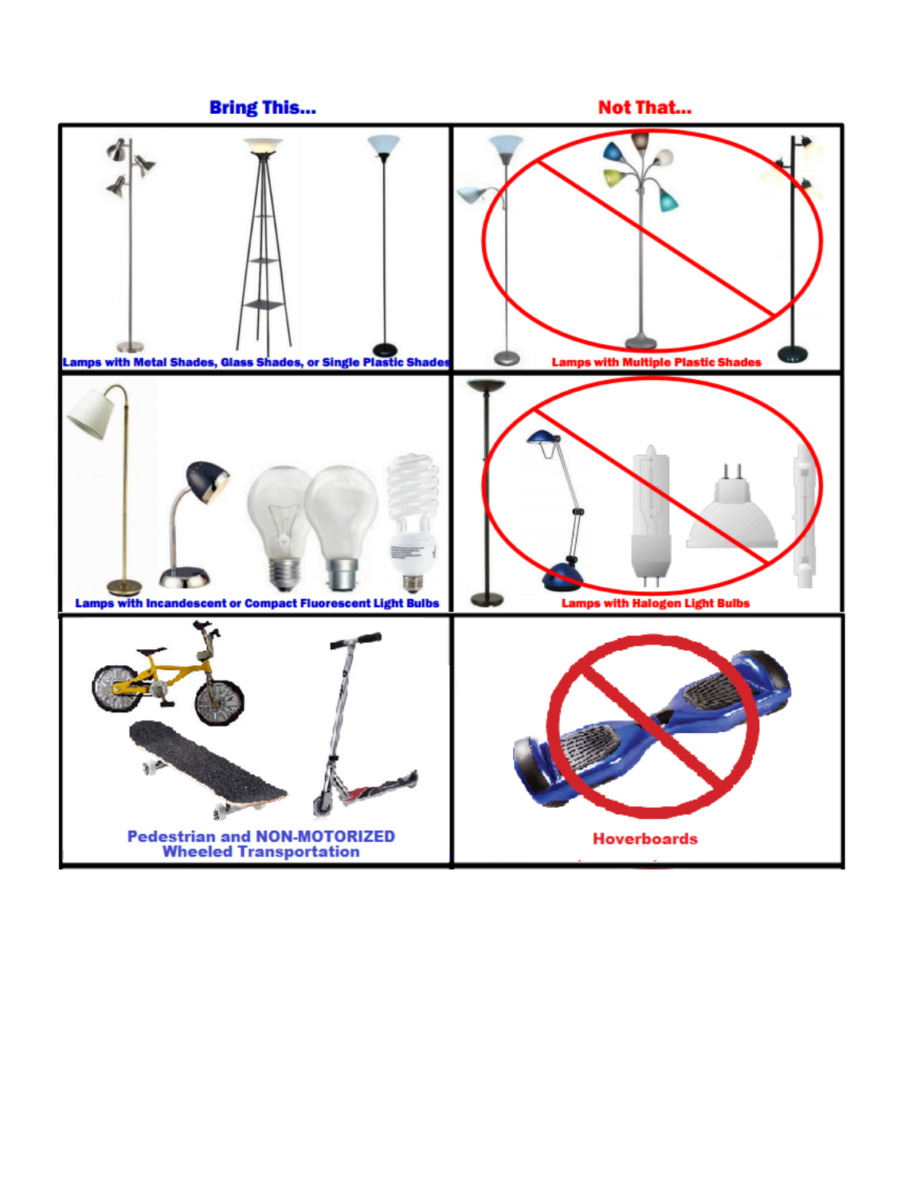| Bring This... | Not That... |
| --- | --- |
| Lamps with Metal Shades, Glass Shades, or Single Plastic Shades | Lamps with Multiple Plastic Shades |
| Lamps with Incandescent or Compact Fluorescent Light Bulbs | Lamps with Halogen Light Bulbs |
| Pedestrian and NON-MOTORIZED Wheeled Transportation | Hoverboards |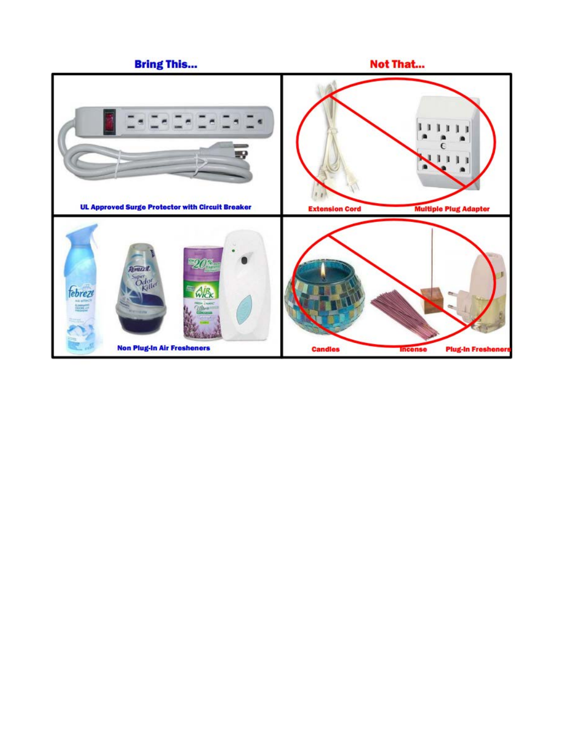| Bring This... | Not That... |
| --- | --- |
| UL Approved Surge Protector with Circuit Breaker | Extension Cord, Multiple Plug Adapter |
| Non Plug-In Air Fresheners | Candles, Incense, Plug-In Fresheners |